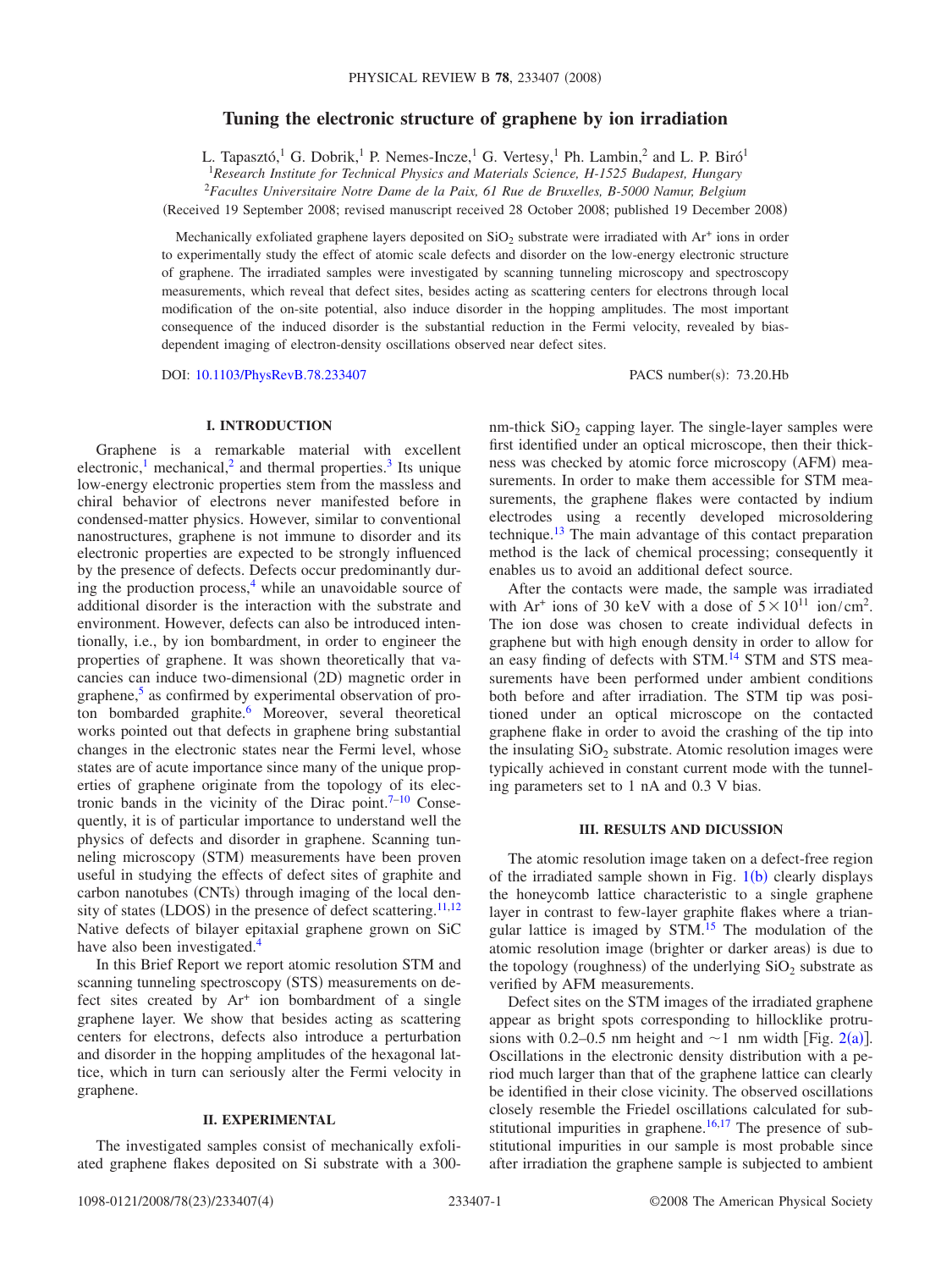# Tuning the electronic structure of graphene by ion irradiation

L. Tapasztó,[1] G. Dobrik,[1] P. Nemes-Incze,[1] G. Vertesy,[1] Ph. Lambin,[2] and L. P. Biró[1]

[1]*Research Institute for Technical Physics and Materials Science, H-1525 Budapest, Hungary*
[2]*Facultes Universitaire Notre Dame de la Paix, 61 Rue de Bruxelles, B-5000 Namur, Belgium*

(Received 19 September 2008; revised manuscript received 28 October 2008; published 19 December 2008)

Mechanically exfoliated graphene layers deposited on $SiO_2$ substrate were irradiated with $Ar^+$ ions in order to experimentally study the effect of atomic scale defects and disorder on the low-energy electronic structure of graphene. The irradiated samples were investigated by scanning tunneling microscopy and spectroscopy measurements, which reveal that defect sites, besides acting as scattering centers for electrons through local modification of the on-site potential, also induce disorder in the hopping amplitudes. The most important consequence of the induced disorder is the substantial reduction in the Fermi velocity, revealed by bias-dependent imaging of electron-density oscillations observed near defect sites.

DOI: 10.1103/PhysRevB.78.233407 PACS number(s): 73.20.Hb

## I. INTRODUCTION

Graphene is a remarkable material with excellent electronic,[1] mechanical,[2] and thermal properties.[3] Its unique low-energy electronic properties stem from the massless and chiral behavior of electrons never manifested before in condensed-matter physics. However, similar to conventional nanostructures, graphene is not immune to disorder and its electronic properties are expected to be strongly influenced by the presence of defects. Defects occur predominantly during the production process,[4] while an unavoidable source of additional disorder is the interaction with the substrate and environment. However, defects can also be introduced intentionally, i.e., by ion bombardment, in order to engineer the properties of graphene. It was shown theoretically that vacancies can induce two-dimensional (2D) magnetic order in graphene,[5] as confirmed by experimental observation of proton bombarded graphite.[6] Moreover, several theoretical works pointed out that defects in graphene bring substantial changes in the electronic states near the Fermi level, whose states are of acute importance since many of the unique properties of graphene originate from the topology of its electronic bands in the vicinity of the Dirac point.[7–10] Consequently, it is of particular importance to understand well the physics of defects and disorder in graphene. Scanning tunneling microscopy (STM) measurements have been proven useful in studying the effects of defect sites of graphite and carbon nanotubes (CNTs) through imaging of the local density of states (LDOS) in the presence of defect scattering.[11,12] Native defects of bilayer epitaxial graphene grown on SiC have also been investigated.[4]

In this Brief Report we report atomic resolution STM and scanning tunneling spectroscopy (STS) measurements on defect sites created by $Ar^+$ ion bombardment of a single graphene layer. We show that besides acting as scattering centers for electrons, defects also introduce a perturbation and disorder in the hopping amplitudes of the hexagonal lattice, which in turn can seriously alter the Fermi velocity in graphene.

## II. EXPERIMENTAL

The investigated samples consist of mechanically exfoliated graphene flakes deposited on Si substrate with a 300-nm-thick $SiO_2$ capping layer. The single-layer samples were first identified under an optical microscope, then their thickness was checked by atomic force microscopy (AFM) measurements. In order to make them accessible for STM measurements, the graphene flakes were contacted by indium electrodes using a recently developed microsoldering technique.[13] The main advantage of this contact preparation method is the lack of chemical processing; consequently it enables us to avoid an additional defect source.

After the contacts were made, the sample was irradiated with $Ar^+$ ions of 30 keV with a dose of $5\times10^{11}$ ion/cm$^2$. The ion dose was chosen to create individual defects in graphene but with high enough density in order to allow for an easy finding of defects with STM.[14] STM and STS measurements have been performed under ambient conditions both before and after irradiation. The STM tip was positioned under an optical microscope on the contacted graphene flake in order to avoid the crashing of the tip into the insulating $SiO_2$ substrate. Atomic resolution images were typically achieved in constant current mode with the tunneling parameters set to 1 nA and 0.3 V bias.

## III. RESULTS AND DICUSSION

The atomic resolution image taken on a defect-free region of the irradiated sample shown in Fig. 1(b) clearly displays the honeycomb lattice characteristic to a single graphene layer in contrast to few-layer graphite flakes where a triangular lattice is imaged by STM.[15] The modulation of the atomic resolution image (brighter or darker areas) is due to the topology (roughness) of the underlying $SiO_2$ substrate as verified by AFM measurements.

Defect sites on the STM images of the irradiated graphene appear as bright spots corresponding to hillocklike protrusions with 0.2–0.5 nm height and ~1 nm width [Fig. 2(a)]. Oscillations in the electronic density distribution with a period much larger than that of the graphene lattice can clearly be identified in their close vicinity. The observed oscillations closely resemble the Friedel oscillations calculated for substitutional impurities in graphene.[16,17] The presence of substitutional impurities in our sample is most probable since after irradiation the graphene sample is subjected to ambient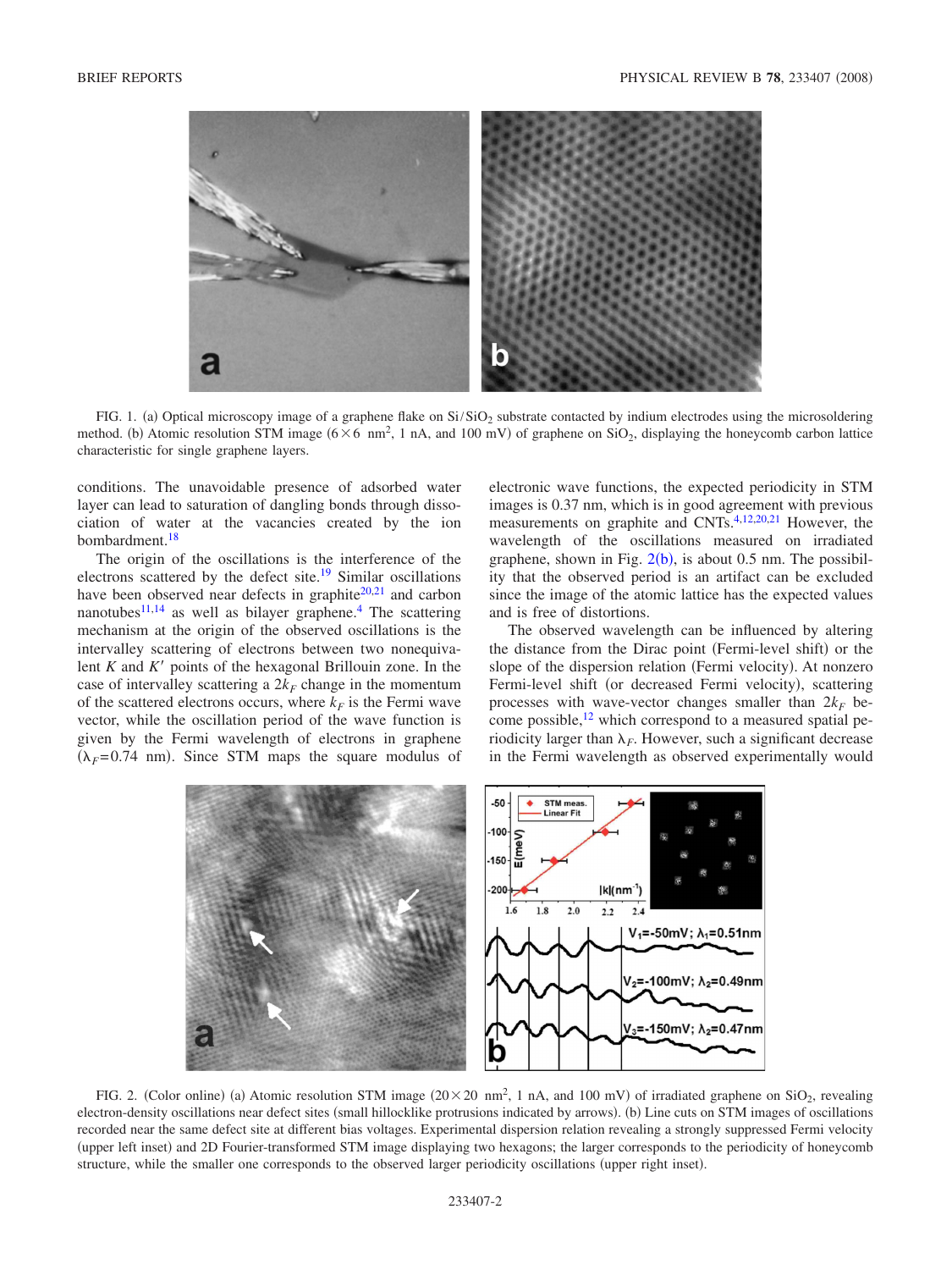FIG. 1. (a) Optical microscopy image of a graphene flake on $Si/SiO_2$ substrate contacted by indium electrodes using the microsoldering method. (b) Atomic resolution STM image ($6\times6$ $nm^2$, 1 nA, and 100 mV) of graphene on $SiO_2$, displaying the honeycomb carbon lattice characteristic for single graphene layers.

conditions. The unavoidable presence of adsorbed water layer can lead to saturation of dangling bonds through dissociation of water at the vacancies created by the ion bombardment.[18]

The origin of the oscillations is the interference of the electrons scattered by the defect site.[19] Similar oscillations have been observed near defects in graphite[20,21] and carbon nanotubes[11,14] as well as bilayer graphene.[4] The scattering mechanism at the origin of the observed oscillations is the intervalley scattering of electrons between two nonequivalent $K$ and $K'$ points of the hexagonal Brillouin zone. In the case of intervalley scattering a $2k_F$ change in the momentum of the scattered electrons occurs, where $k_F$ is the Fermi wave vector, while the oscillation period of the wave function is given by the Fermi wavelength of electrons in graphene ($\lambda_F=0.74$ nm). Since STM maps the square modulus of electronic wave functions, the expected periodicity in STM images is 0.37 nm, which is in good agreement with previous measurements on graphite and CNTs.[4,12,20,21] However, the wavelength of the oscillations measured on irradiated graphene, shown in Fig. 2(b), is about 0.5 nm. The possibility that the observed period is an artifact can be excluded since the image of the atomic lattice has the expected values and is free of distortions.

The observed wavelength can be influenced by altering the distance from the Dirac point (Fermi-level shift) or the slope of the dispersion relation (Fermi velocity). At nonzero Fermi-level shift (or decreased Fermi velocity), scattering processes with wave-vector changes smaller than $2k_F$ become possible,[12] which correspond to a measured spatial periodicity larger than $\lambda_F$. However, such a significant decrease in the Fermi wavelength as observed experimentally would

FIG. 2. (Color online) (a) Atomic resolution STM image ($20\times20$ $nm^2$, 1 nA, and 100 mV) of irradiated graphene on $SiO_2$, revealing electron-density oscillations near defect sites (small hillocklike protrusions indicated by arrows). (b) Line cuts on STM images of oscillations recorded near the same defect site at different bias voltages. Experimental dispersion relation revealing a strongly suppressed Fermi velocity (upper left inset) and 2D Fourier-transformed STM image displaying two hexagons; the larger corresponds to the periodicity of honeycomb structure, while the smaller one corresponds to the observed larger periodicity oscillations (upper right inset).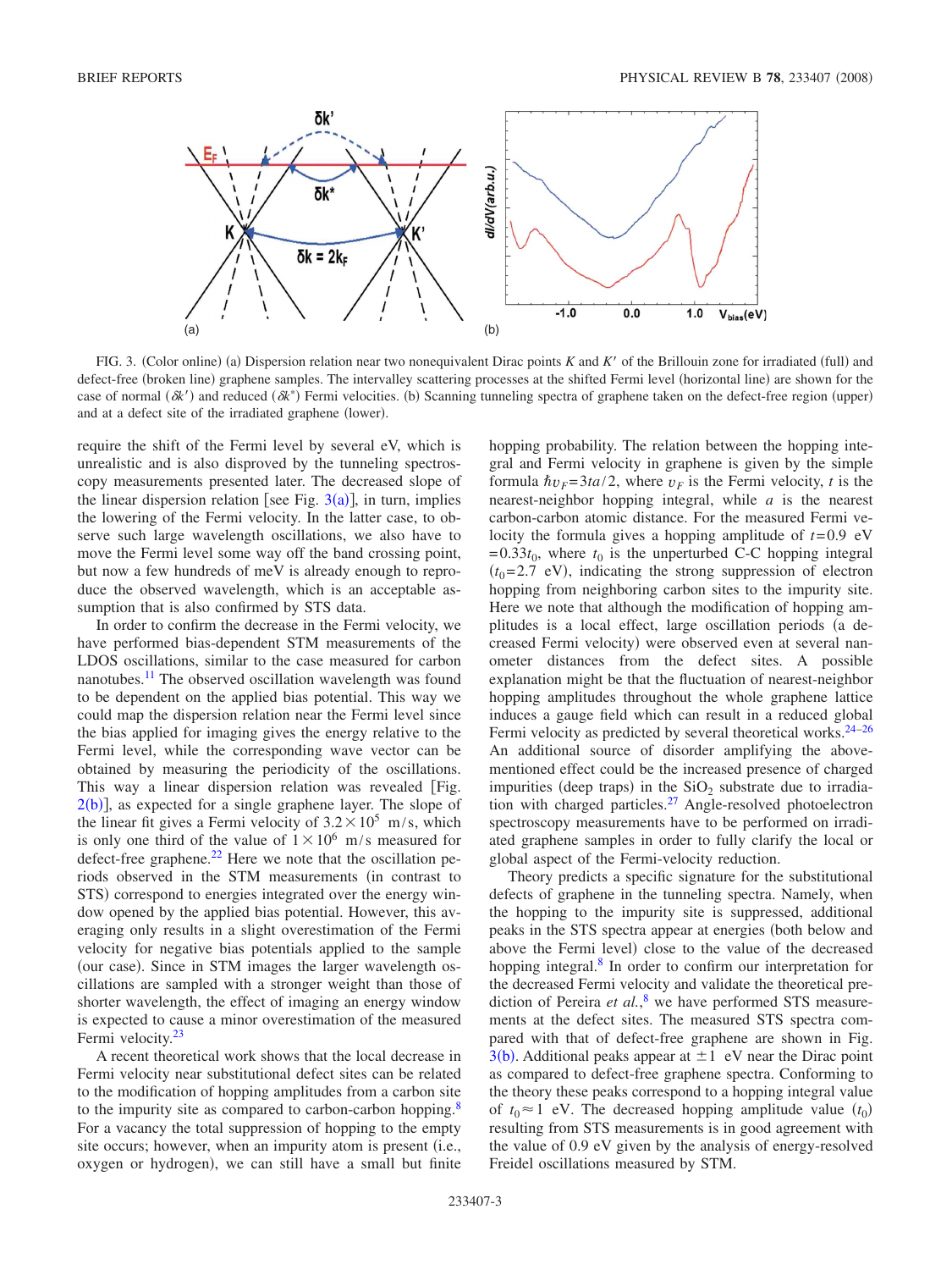FIG. 3. (Color online) (a) Dispersion relation near two nonequivalent Dirac points $K$ and $K'$ of the Brillouin zone for irradiated (full) and defect-free (broken line) graphene samples. The intervalley scattering processes at the shifted Fermi level (horizontal line) are shown for the case of normal ($\delta k'$) and reduced ($\delta k^*$) Fermi velocities. (b) Scanning tunneling spectra of graphene taken on the defect-free region (upper) and at a defect site of the irradiated graphene (lower).

require the shift of the Fermi level by several eV, which is unrealistic and is also disproved by the tunneling spectroscopy measurements presented later. The decreased slope of the linear dispersion relation [see Fig. 3(a)], in turn, implies the lowering of the Fermi velocity. In the latter case, to observe such large wavelength oscillations, we also have to move the Fermi level some way off the band crossing point, but now a few hundreds of meV is already enough to reproduce the observed wavelength, which is an acceptable assumption that is also confirmed by STS data.

In order to confirm the decrease in the Fermi velocity, we have performed bias-dependent STM measurements of the LDOS oscillations, similar to the case measured for carbon nanotubes.[11] The observed oscillation wavelength was found to be dependent on the applied bias potential. This way we could map the dispersion relation near the Fermi level since the bias applied for imaging gives the energy relative to the Fermi level, while the corresponding wave vector can be obtained by measuring the periodicity of the oscillations. This way a linear dispersion relation was revealed [Fig. 2(b)], as expected for a single graphene layer. The slope of the linear fit gives a Fermi velocity of $3.2\times10^5$ m/s, which is only one third of the value of $1\times10^6$ m/s measured for defect-free graphene.[22] Here we note that the oscillation periods observed in the STM measurements (in contrast to STS) correspond to energies integrated over the energy window opened by the applied bias potential. However, this averaging only results in a slight overestimation of the Fermi velocity for negative bias potentials applied to the sample (our case). Since in STM images the larger wavelength oscillations are sampled with a stronger weight than those of shorter wavelength, the effect of imaging an energy window is expected to cause a minor overestimation of the measured Fermi velocity.[23]

A recent theoretical work shows that the local decrease in Fermi velocity near substitutional defect sites can be related to the modification of hopping amplitudes from a carbon site to the impurity site as compared to carbon-carbon hopping.[8] For a vacancy the total suppression of hopping to the empty site occurs; however, when an impurity atom is present (i.e., oxygen or hydrogen), we can still have a small but finite hopping probability. The relation between the hopping integral and Fermi velocity in graphene is given by the simple formula $\hbar v_F = 3ta/2$, where $v_F$ is the Fermi velocity, $t$ is the nearest-neighbor hopping integral, while $a$ is the nearest carbon-carbon atomic distance. For the measured Fermi velocity the formula gives a hopping amplitude of $t=0.9$ eV $=0.33t_0$, where $t_0$ is the unperturbed C-C hopping integral ($t_0=2.7$ eV), indicating the strong suppression of electron hopping from neighboring carbon sites to the impurity site. Here we note that although the modification of hopping amplitudes is a local effect, large oscillation periods (a decreased Fermi velocity) were observed even at several nanometer distances from the defect sites. A possible explanation might be that the fluctuation of nearest-neighbor hopping amplitudes throughout the whole graphene lattice induces a gauge field which can result in a reduced global Fermi velocity as predicted by several theoretical works.[24–26] An additional source of disorder amplifying the above-mentioned effect could be the increased presence of charged impurities (deep traps) in the $SiO_2$ substrate due to irradiation with charged particles.[27] Angle-resolved photoelectron spectroscopy measurements have to be performed on irradiated graphene samples in order to fully clarify the local or global aspect of the Fermi-velocity reduction.

Theory predicts a specific signature for the substitutional defects of graphene in the tunneling spectra. Namely, when the hopping to the impurity site is suppressed, additional peaks in the STS spectra appear at energies (both below and above the Fermi level) close to the value of the decreased hopping integral.[8] In order to confirm our interpretation for the decreased Fermi velocity and validate the theoretical prediction of Pereira *et al.*,[8] we have performed STS measurements at the defect sites. The measured STS spectra compared with that of defect-free graphene are shown in Fig. 3(b). Additional peaks appear at $\pm1$ eV near the Dirac point as compared to defect-free graphene spectra. Conforming to the theory these peaks correspond to a hopping integral value of $t_0\approx1$ eV. The decreased hopping amplitude value ($t_0$) resulting from STS measurements is in good agreement with the value of 0.9 eV given by the analysis of energy-resolved Freidel oscillations measured by STM.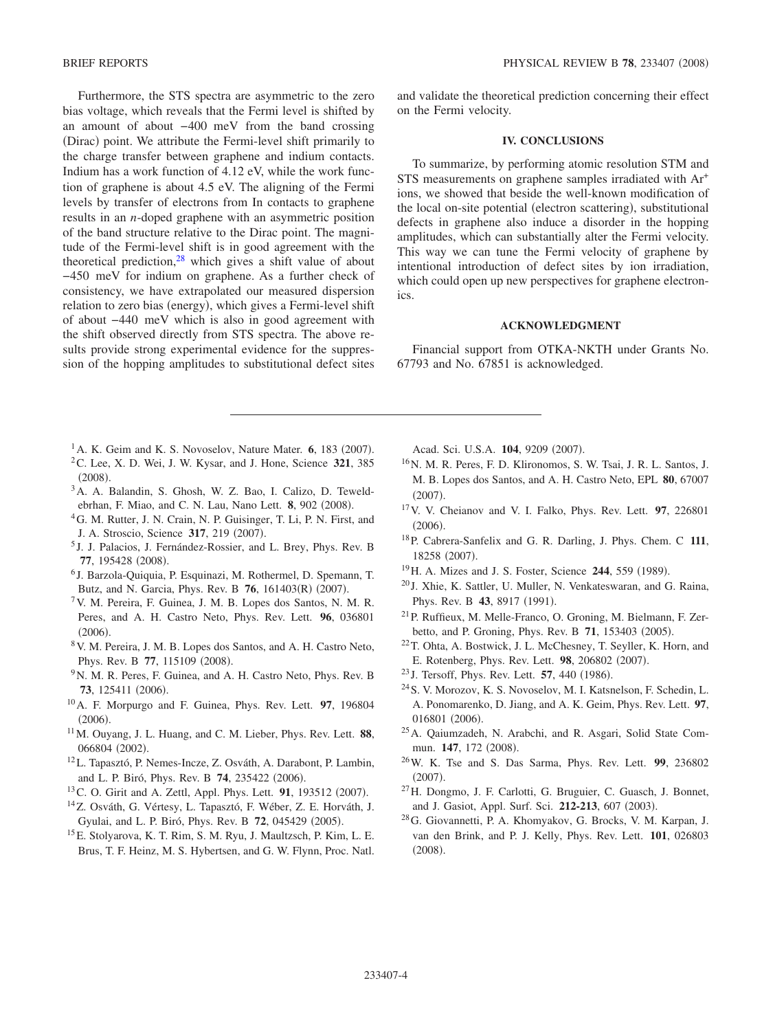Furthermore, the STS spectra are asymmetric to the zero bias voltage, which reveals that the Fermi level is shifted by an amount of about −400 meV from the band crossing (Dirac) point. We attribute the Fermi-level shift primarily to the charge transfer between graphene and indium contacts. Indium has a work function of 4.12 eV, while the work function of graphene is about 4.5 eV. The aligning of the Fermi levels by transfer of electrons from In contacts to graphene results in an *n*-doped graphene with an asymmetric position of the band structure relative to the Dirac point. The magnitude of the Fermi-level shift is in good agreement with the theoretical prediction,[28] which gives a shift value of about −450 meV for indium on graphene. As a further check of consistency, we have extrapolated our measured dispersion relation to zero bias (energy), which gives a Fermi-level shift of about −440 meV which is also in good agreement with the shift observed directly from STS spectra. The above results provide strong experimental evidence for the suppression of the hopping amplitudes to substitutional defect sites and validate the theoretical prediction concerning their effect on the Fermi velocity.

## IV. CONCLUSIONS

To summarize, by performing atomic resolution STM and STS measurements on graphene samples irradiated with $Ar^{+}$ ions, we showed that beside the well-known modification of the local on-site potential (electron scattering), substitutional defects in graphene also induce a disorder in the hopping amplitudes, which can substantially alter the Fermi velocity. This way we can tune the Fermi velocity of graphene by intentional introduction of defect sites by ion irradiation, which could open up new perspectives for graphene electronics.

## ACKNOWLEDGMENT

Financial support from OTKA-NKTH under Grants No. 67793 and No. 67851 is acknowledged.

---

[1] A. K. Geim and K. S. Novoselov, Nature Mater. **6**, 183 (2007).

[2] C. Lee, X. D. Wei, J. W. Kysar, and J. Hone, Science **321**, 385 (2008).

[3] A. A. Balandin, S. Ghosh, W. Z. Bao, I. Calizo, D. Teweldebrhan, F. Miao, and C. N. Lau, Nano Lett. **8**, 902 (2008).

[4] G. M. Rutter, J. N. Crain, N. P. Guisinger, T. Li, P. N. First, and J. A. Stroscio, Science **317**, 219 (2007).

[5] J. J. Palacios, J. Fernández-Rossier, and L. Brey, Phys. Rev. B **77**, 195428 (2008).

[6] J. Barzola-Quiquia, P. Esquinazi, M. Rothermel, D. Spemann, T. Butz, and N. Garcia, Phys. Rev. B **76**, 161403(R) (2007).

[7] V. M. Pereira, F. Guinea, J. M. B. Lopes dos Santos, N. M. R. Peres, and A. H. Castro Neto, Phys. Rev. Lett. **96**, 036801 (2006).

[8] V. M. Pereira, J. M. B. Lopes dos Santos, and A. H. Castro Neto, Phys. Rev. B **77**, 115109 (2008).

[9] N. M. R. Peres, F. Guinea, and A. H. Castro Neto, Phys. Rev. B **73**, 125411 (2006).

[10] A. F. Morpurgo and F. Guinea, Phys. Rev. Lett. **97**, 196804 (2006).

[11] M. Ouyang, J. L. Huang, and C. M. Lieber, Phys. Rev. Lett. **88**, 066804 (2002).

[12] L. Tapasztó, P. Nemes-Incze, Z. Osváth, A. Darabont, P. Lambin, and L. P. Biró, Phys. Rev. B **74**, 235422 (2006).

[13] C. O. Girit and A. Zettl, Appl. Phys. Lett. **91**, 193512 (2007).

[14] Z. Osváth, G. Vértesy, L. Tapasztó, F. Wéber, Z. E. Horváth, J. Gyulai, and L. P. Biró, Phys. Rev. B **72**, 045429 (2005).

[15] E. Stolyarova, K. T. Rim, S. M. Ryu, J. Maultzsch, P. Kim, L. E. Brus, T. F. Heinz, M. S. Hybertsen, and G. W. Flynn, Proc. Natl. Acad. Sci. U.S.A. **104**, 9209 (2007).

[16] N. M. R. Peres, F. D. Klironomos, S. W. Tsai, J. R. L. Santos, J. M. B. Lopes dos Santos, and A. H. Castro Neto, EPL **80**, 67007 (2007).

[17] V. V. Cheianov and V. I. Falko, Phys. Rev. Lett. **97**, 226801 (2006).

[18] P. Cabrera-Sanfelix and G. R. Darling, J. Phys. Chem. C **111**, 18258 (2007).

[19] H. A. Mizes and J. S. Foster, Science **244**, 559 (1989).

[20] J. Xhie, K. Sattler, U. Muller, N. Venkateswaran, and G. Raina, Phys. Rev. B **43**, 8917 (1991).

[21] P. Ruffieux, M. Melle-Franco, O. Groning, M. Bielmann, F. Zerbetto, and P. Groning, Phys. Rev. B **71**, 153403 (2005).

[22] T. Ohta, A. Bostwick, J. L. McChesney, T. Seyller, K. Horn, and E. Rotenberg, Phys. Rev. Lett. **98**, 206802 (2007).

[23] J. Tersoff, Phys. Rev. Lett. **57**, 440 (1986).

[24] S. V. Morozov, K. S. Novoselov, M. I. Katsnelson, F. Schedin, L. A. Ponomarenko, D. Jiang, and A. K. Geim, Phys. Rev. Lett. **97**, 016801 (2006).

[25] A. Qaiumzadeh, N. Arabchi, and R. Asgari, Solid State Commun. **147**, 172 (2008).

[26] W. K. Tse and S. Das Sarma, Phys. Rev. Lett. **99**, 236802 (2007).

[27] H. Dongmo, J. F. Carlotti, G. Bruguier, C. Guasch, J. Bonnet, and J. Gasiot, Appl. Surf. Sci. **212-213**, 607 (2003).

[28] G. Giovannetti, P. A. Khomyakov, G. Brocks, V. M. Karpan, J. van den Brink, and P. J. Kelly, Phys. Rev. Lett. **101**, 026803 (2008).